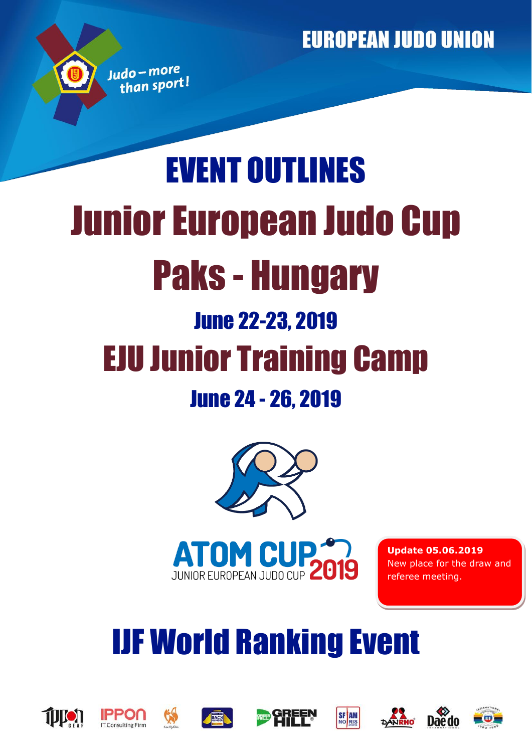EUROPEAN JUDO UNION

Judo – more than sport!

# EVENT OUTLINES

# Junior European Judo Cup

# Paks - Hungary

## June 22-23, 2019

# EJU Junior Training Camp

## June 24 - 26, 2019

ATOM CUP 2019
JUNIOR EUROPEAN JUDO CUP

**Update 05.06.2019**
New place for the draw and referee meeting.

# IJF World Ranking Event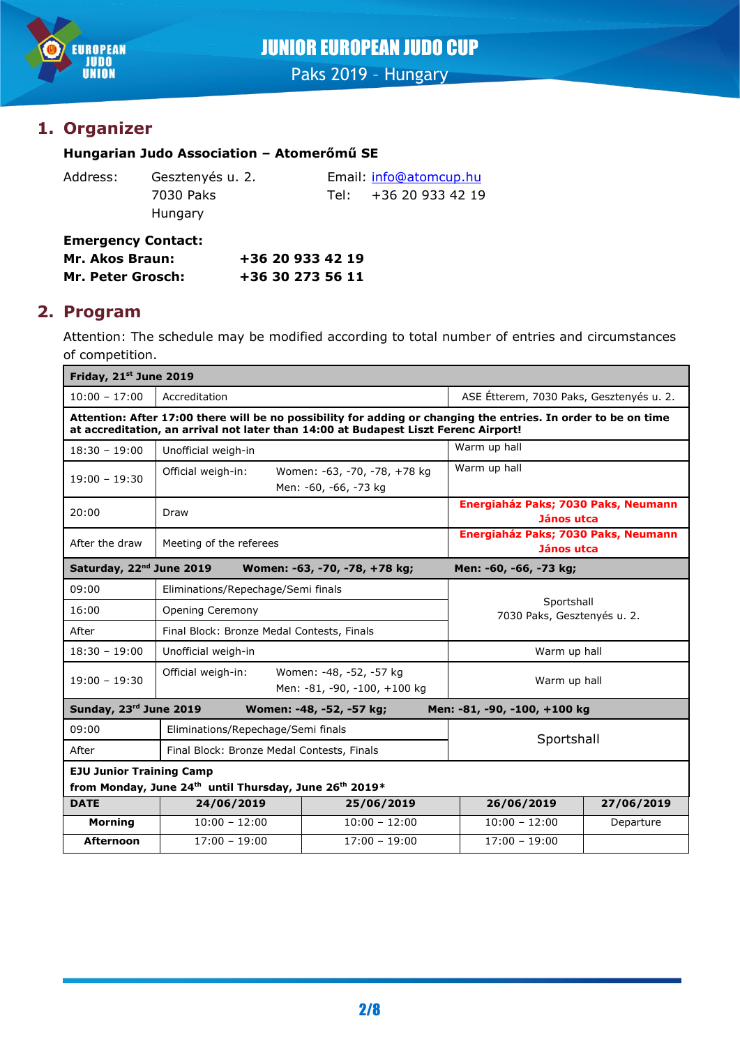## 1. Organizer

**Hungarian Judo Association – Atomerőmű SE**

Address: Gesztenyés u. 2.
7030 Paks
Hungary

Email: info@atomcup.hu
Tel: +36 20 933 42 19

**Emergency Contact:**
**Mr. Akos Braun: +36 20 933 42 19**
**Mr. Peter Grosch: +36 30 273 56 11**

## 2. Program

Attention: The schedule may be modified according to total number of entries and circumstances of competition.

| **Friday, 21st June 2019** | | |
|---|---|---|
| 10:00 – 17:00 | Accreditation | ASE Étterem, 7030 Paks, Gesztenyés u. 2. |
| **Attention: After 17:00 there will be no possibility for adding or changing the entries. In order to be on time at accreditation, an arrival not later than 14:00 at Budapest Liszt Ferenc Airport!** | | |
| 18:30 – 19:00 | Unofficial weigh-in | Warm up hall |
| 19:00 – 19:30 | Official weigh-in: Women: -63, -70, -78, +78 kg Men: -60, -66, -73 kg | Warm up hall |
| 20:00 | Draw | **Energiaház Paks; 7030 Paks, Neumann János utca** |
| After the draw | Meeting of the referees | **Energiaház Paks; 7030 Paks, Neumann János utca** |
| **Saturday, 22nd June 2019** | **Women: -63, -70, -78, +78 kg;** | **Men: -60, -66, -73 kg;** |
| 09:00 | Eliminations/Repechage/Semi finals | Sportshall 7030 Paks, Gesztenyés u. 2. |
| 16:00 | Opening Ceremony | |
| After | Final Block: Bronze Medal Contests, Finals | |
| 18:30 – 19:00 | Unofficial weigh-in | Warm up hall |
| 19:00 – 19:30 | Official weigh-in: Women: -48, -52, -57 kg Men: -81, -90, -100, +100 kg | Warm up hall |
| **Sunday, 23rd June 2019** | **Women: -48, -52, -57 kg;** | **Men: -81, -90, -100, +100 kg** |
| 09:00 | Eliminations/Repechage/Semi finals | Sportshall |
| After | Final Block: Bronze Medal Contests, Finals | |

**EJU Junior Training Camp**
**from Monday, June 24th until Thursday, June 26th 2019***

| **DATE** | **24/06/2019** | **25/06/2019** | **26/06/2019** | **27/06/2019** |
|---|---|---|---|---|
| **Morning** | 10:00 – 12:00 | 10:00 – 12:00 | 10:00 – 12:00 | Departure |
| **Afternoon** | 17:00 – 19:00 | 17:00 – 19:00 | 17:00 – 19:00 | |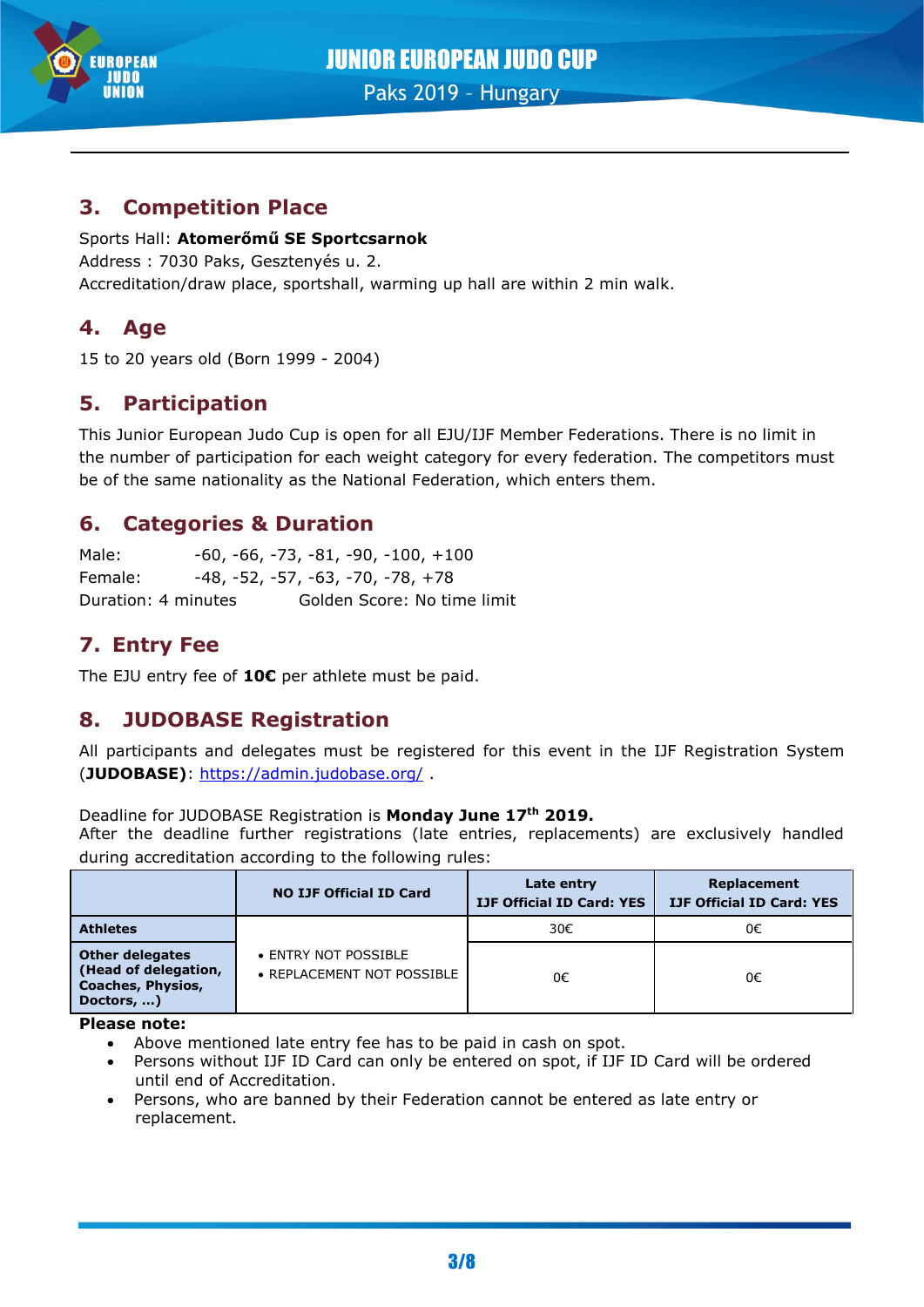## 3. Competition Place

Sports Hall: **Atomerőmű SE Sportcsarnok**
Address : 7030 Paks, Gesztenyés u. 2.
Accreditation/draw place, sportshall, warming up hall are within 2 min walk.

## 4. Age

15 to 20 years old (Born 1999 - 2004)

## 5. Participation

This Junior European Judo Cup is open for all EJU/IJF Member Federations. There is no limit in the number of participation for each weight category for every federation. The competitors must be of the same nationality as the National Federation, which enters them.

## 6. Categories & Duration

Male: -60, -66, -73, -81, -90, -100, +100
Female: -48, -52, -57, -63, -70, -78, +78
Duration: 4 minutes Golden Score: No time limit

## 7. Entry Fee

The EJU entry fee of **10€** per athlete must be paid.

## 8. JUDOBASE Registration

All participants and delegates must be registered for this event in the IJF Registration System (**JUDOBASE**): https://admin.judobase.org/ .

Deadline for JUDOBASE Registration is **Monday June 17th 2019.**
After the deadline further registrations (late entries, replacements) are exclusively handled during accreditation according to the following rules:

| | NO IJF Official ID Card | Late entry IJF Official ID Card: YES | Replacement IJF Official ID Card: YES |
|---|---|---|---|
| **Athletes** | • ENTRY NOT POSSIBLE • REPLACEMENT NOT POSSIBLE | 30€ | 0€ |
| **Other delegates (Head of delegation, Coaches, Physios, Doctors, …)** | | 0€ | 0€ |

**Please note:**

- Above mentioned late entry fee has to be paid in cash on spot.
- Persons without IJF ID Card can only be entered on spot, if IJF ID Card will be ordered until end of Accreditation.
- Persons, who are banned by their Federation cannot be entered as late entry or replacement.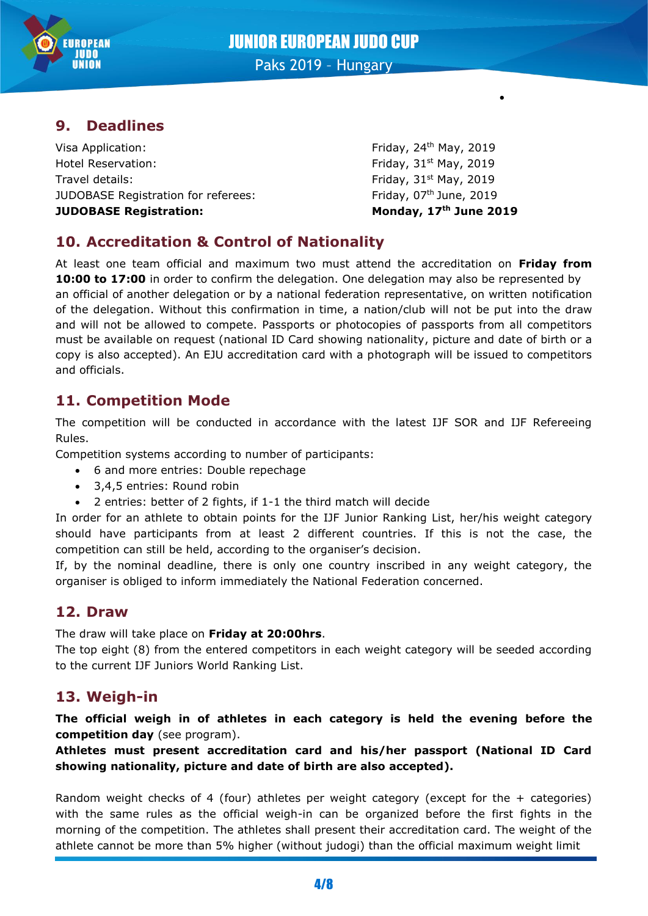## 9. Deadlines

| | |
|---|---|
| Visa Application: | Friday, 24th May, 2019 |
| Hotel Reservation: | Friday, 31st May, 2019 |
| Travel details: | Friday, 31st May, 2019 |
| JUDOBASE Registration for referees: | Friday, 07th June, 2019 |
| **JUDOBASE Registration:** | **Monday, 17th June 2019** |

## 10. Accreditation & Control of Nationality

At least one team official and maximum two must attend the accreditation on **Friday from 10:00 to 17:00** in order to confirm the delegation. One delegation may also be represented by an official of another delegation or by a national federation representative, on written notification of the delegation. Without this confirmation in time, a nation/club will not be put into the draw and will not be allowed to compete. Passports or photocopies of passports from all competitors must be available on request (national ID Card showing nationality, picture and date of birth or a copy is also accepted). An EJU accreditation card with a photograph will be issued to competitors and officials.

## 11. Competition Mode

The competition will be conducted in accordance with the latest IJF SOR and IJF Refereeing Rules.

Competition systems according to number of participants:

- 6 and more entries: Double repechage
- 3,4,5 entries: Round robin
- 2 entries: better of 2 fights, if 1-1 the third match will decide

In order for an athlete to obtain points for the IJF Junior Ranking List, her/his weight category should have participants from at least 2 different countries. If this is not the case, the competition can still be held, according to the organiser's decision.

If, by the nominal deadline, there is only one country inscribed in any weight category, the organiser is obliged to inform immediately the National Federation concerned.

## 12. Draw

The draw will take place on **Friday at 20:00hrs**.

The top eight (8) from the entered competitors in each weight category will be seeded according to the current IJF Juniors World Ranking List.

## 13. Weigh-in

**The official weigh in of athletes in each category is held the evening before the competition day** (see program).

**Athletes must present accreditation card and his/her passport (National ID Card showing nationality, picture and date of birth are also accepted).**

Random weight checks of 4 (four) athletes per weight category (except for the + categories) with the same rules as the official weigh-in can be organized before the first fights in the morning of the competition. The athletes shall present their accreditation card. The weight of the athlete cannot be more than 5% higher (without judogi) than the official maximum weight limit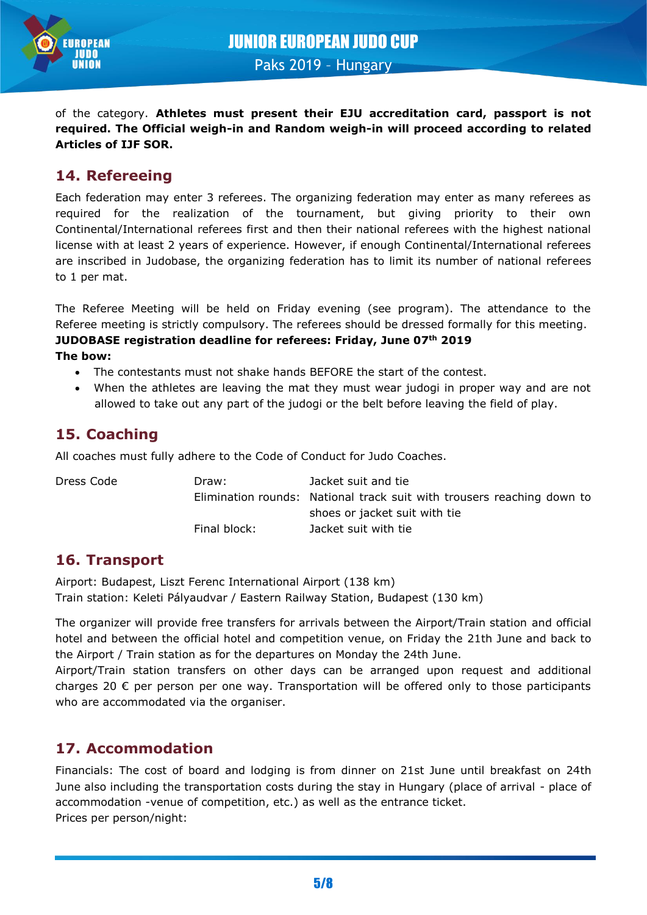of the category. **Athletes must present their EJU accreditation card, passport is not required. The Official weigh-in and Random weigh-in will proceed according to related Articles of IJF SOR.**

## 14. Refereeing

Each federation may enter 3 referees. The organizing federation may enter as many referees as required for the realization of the tournament, but giving priority to their own Continental/International referees first and then their national referees with the highest national license with at least 2 years of experience. However, if enough Continental/International referees are inscribed in Judobase, the organizing federation has to limit its number of national referees to 1 per mat.

The Referee Meeting will be held on Friday evening (see program). The attendance to the Referee meeting is strictly compulsory. The referees should be dressed formally for this meeting.

**JUDOBASE registration deadline for referees: Friday, June 07th 2019**

**The bow:**

- The contestants must not shake hands BEFORE the start of the contest.
- When the athletes are leaving the mat they must wear judogi in proper way and are not allowed to take out any part of the judogi or the belt before leaving the field of play.

## 15. Coaching

All coaches must fully adhere to the Code of Conduct for Judo Coaches.

| Dress Code | Draw: | Jacket suit and tie |
|---|---|---|
| | Elimination rounds: | National track suit with trousers reaching down to shoes or jacket suit with tie |
| | Final block: | Jacket suit with tie |

## 16. Transport

Airport: Budapest, Liszt Ferenc International Airport (138 km)
Train station: Keleti Pályaudvar / Eastern Railway Station, Budapest (130 km)

The organizer will provide free transfers for arrivals between the Airport/Train station and official hotel and between the official hotel and competition venue, on Friday the 21th June and back to the Airport / Train station as for the departures on Monday the 24th June.
Airport/Train station transfers on other days can be arranged upon request and additional charges 20 € per person per one way. Transportation will be offered only to those participants who are accommodated via the organiser.

## 17. Accommodation

Financials: The cost of board and lodging is from dinner on 21st June until breakfast on 24th June also including the transportation costs during the stay in Hungary (place of arrival - place of accommodation -venue of competition, etc.) as well as the entrance ticket.
Prices per person/night: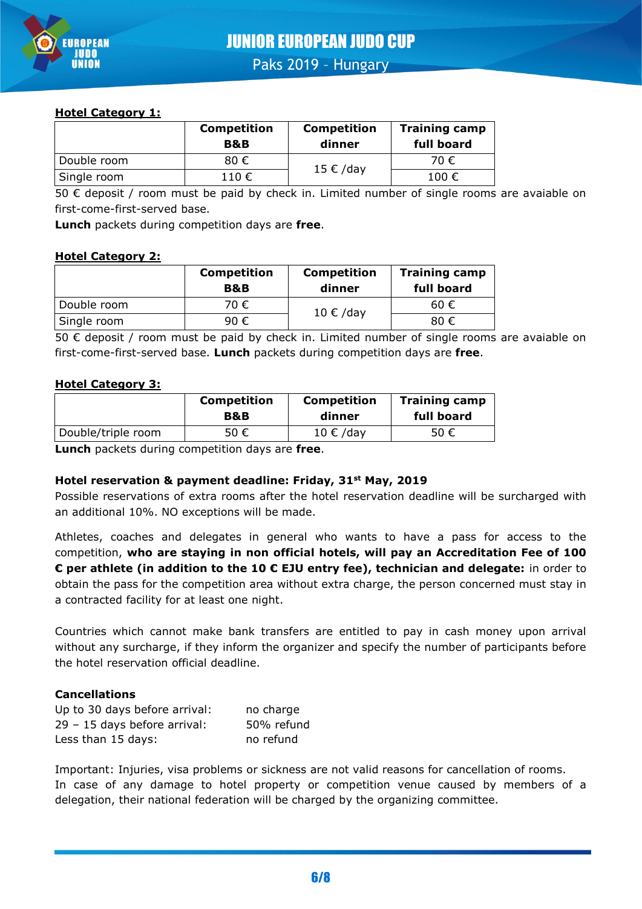**Hotel Category 1:**

| | Competition B&B | Competition dinner | Training camp full board |
|---|---|---|---|
| Double room | 80 € | 15 € /day | 70 € |
| Single room | 110 € | | 100 € |

50 € deposit / room must be paid by check in. Limited number of single rooms are avaiable on first-come-first-served base.

**Lunch** packets during competition days are **free**.

**Hotel Category 2:**

| | Competition B&B | Competition dinner | Training camp full board |
|---|---|---|---|
| Double room | 70 € | 10 € /day | 60 € |
| Single room | 90 € | | 80 € |

50 € deposit / room must be paid by check in. Limited number of single rooms are avaiable on first-come-first-served base. **Lunch** packets during competition days are **free**.

**Hotel Category 3:**

| | Competition B&B | Competition dinner | Training camp full board |
|---|---|---|---|
| Double/triple room | 50 € | 10 € /day | 50 € |

**Lunch** packets during competition days are **free**.

**Hotel reservation & payment deadline: Friday, 31st May, 2019**

Possible reservations of extra rooms after the hotel reservation deadline will be surcharged with an additional 10%. NO exceptions will be made.

Athletes, coaches and delegates in general who wants to have a pass for access to the competition, **who are staying in non official hotels, will pay an Accreditation Fee of 100 € per athlete (in addition to the 10 € EJU entry fee), technician and delegate:** in order to obtain the pass for the competition area without extra charge, the person concerned must stay in a contracted facility for at least one night.

Countries which cannot make bank transfers are entitled to pay in cash money upon arrival without any surcharge, if they inform the organizer and specify the number of participants before the hotel reservation official deadline.

**Cancellations**

Up to 30 days before arrival: no charge
29 – 15 days before arrival: 50% refund
Less than 15 days: no refund

Important: Injuries, visa problems or sickness are not valid reasons for cancellation of rooms.
In case of any damage to hotel property or competition venue caused by members of a delegation, their national federation will be charged by the organizing committee.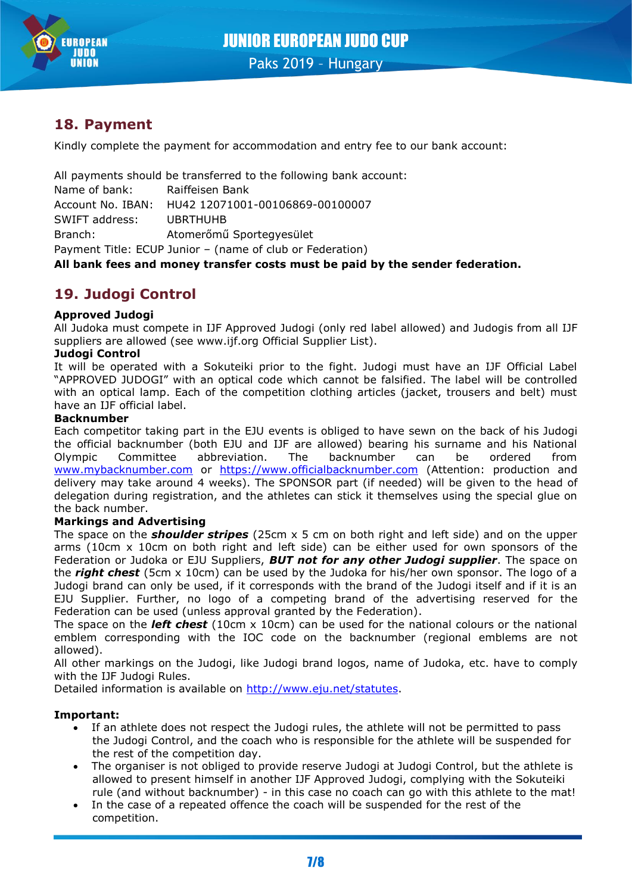## 18. Payment

Kindly complete the payment for accommodation and entry fee to our bank account:

All payments should be transferred to the following bank account:
Name of bank: Raiffeisen Bank
Account No. IBAN: HU42 12071001-00106869-00100007
SWIFT address: UBRTHUHB
Branch: Atomerőmű Sportegyesület
Payment Title: ECUP Junior – (name of club or Federation)
**All bank fees and money transfer costs must be paid by the sender federation.**

## 19. Judogi Control

**Approved Judogi**
All Judoka must compete in IJF Approved Judogi (only red label allowed) and Judogis from all IJF suppliers are allowed (see www.ijf.org Official Supplier List).

**Judogi Control**
It will be operated with a Sokuteiki prior to the fight. Judogi must have an IJF Official Label "APPROVED JUDOGI" with an optical code which cannot be falsified. The label will be controlled with an optical lamp. Each of the competition clothing articles (jacket, trousers and belt) must have an IJF official label.

**Backnumber**
Each competitor taking part in the EJU events is obliged to have sewn on the back of his Judogi the official backnumber (both EJU and IJF are allowed) bearing his surname and his National Olympic Committee abbreviation. The backnumber can be ordered from www.mybacknumber.com or https://www.officialbacknumber.com (Attention: production and delivery may take around 4 weeks). The SPONSOR part (if needed) will be given to the head of delegation during registration, and the athletes can stick it themselves using the special glue on the back number.

**Markings and Advertising**
The space on the ***shoulder stripes*** (25cm x 5 cm on both right and left side) and on the upper arms (10cm x 10cm on both right and left side) can be either used for own sponsors of the Federation or Judoka or EJU Suppliers, ***BUT not for any other Judogi supplier***. The space on the ***right chest*** (5cm x 10cm) can be used by the Judoka for his/her own sponsor. The logo of a Judogi brand can only be used, if it corresponds with the brand of the Judogi itself and if it is an EJU Supplier. Further, no logo of a competing brand of the advertising reserved for the Federation can be used (unless approval granted by the Federation).
The space on the ***left chest*** (10cm x 10cm) can be used for the national colours or the national emblem corresponding with the IOC code on the backnumber (regional emblems are not allowed).
All other markings on the Judogi, like Judogi brand logos, name of Judoka, etc. have to comply with the IJF Judogi Rules.
Detailed information is available on http://www.eju.net/statutes.

**Important:**

- If an athlete does not respect the Judogi rules, the athlete will not be permitted to pass the Judogi Control, and the coach who is responsible for the athlete will be suspended for the rest of the competition day.
- The organiser is not obliged to provide reserve Judogi at Judogi Control, but the athlete is allowed to present himself in another IJF Approved Judogi, complying with the Sokuteiki rule (and without backnumber) - in this case no coach can go with this athlete to the mat!
- In the case of a repeated offence the coach will be suspended for the rest of the competition.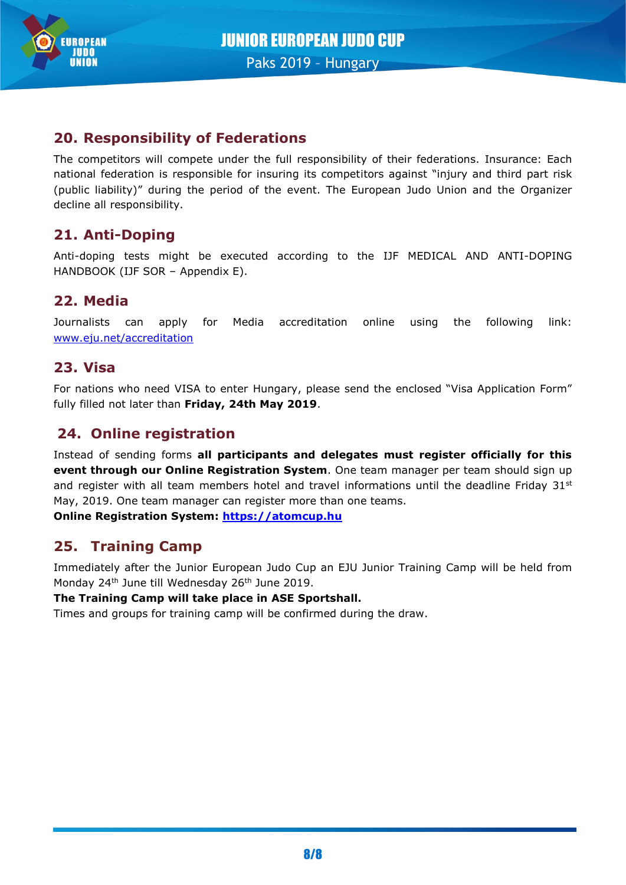## 20. Responsibility of Federations

The competitors will compete under the full responsibility of their federations. Insurance: Each national federation is responsible for insuring its competitors against "injury and third part risk (public liability)" during the period of the event. The European Judo Union and the Organizer decline all responsibility.

## 21. Anti-Doping

Anti-doping tests might be executed according to the IJF MEDICAL AND ANTI-DOPING HANDBOOK (IJF SOR – Appendix E).

## 22. Media

Journalists can apply for Media accreditation online using the following link: [www.eju.net/accreditation](www.eju.net/accreditation)

## 23. Visa

For nations who need VISA to enter Hungary, please send the enclosed "Visa Application Form" fully filled not later than **Friday, 24th May 2019**.

## 24. Online registration

Instead of sending forms **all participants and delegates must register officially for this event through our Online Registration System**. One team manager per team should sign up and register with all team members hotel and travel informations until the deadline Friday 31st May, 2019. One team manager can register more than one teams.

**Online Registration System: [https://atomcup.hu](https://atomcup.hu)**

## 25. Training Camp

Immediately after the Junior European Judo Cup an EJU Junior Training Camp will be held from Monday 24th June till Wednesday 26th June 2019.

**The Training Camp will take place in ASE Sportshall.**

Times and groups for training camp will be confirmed during the draw.